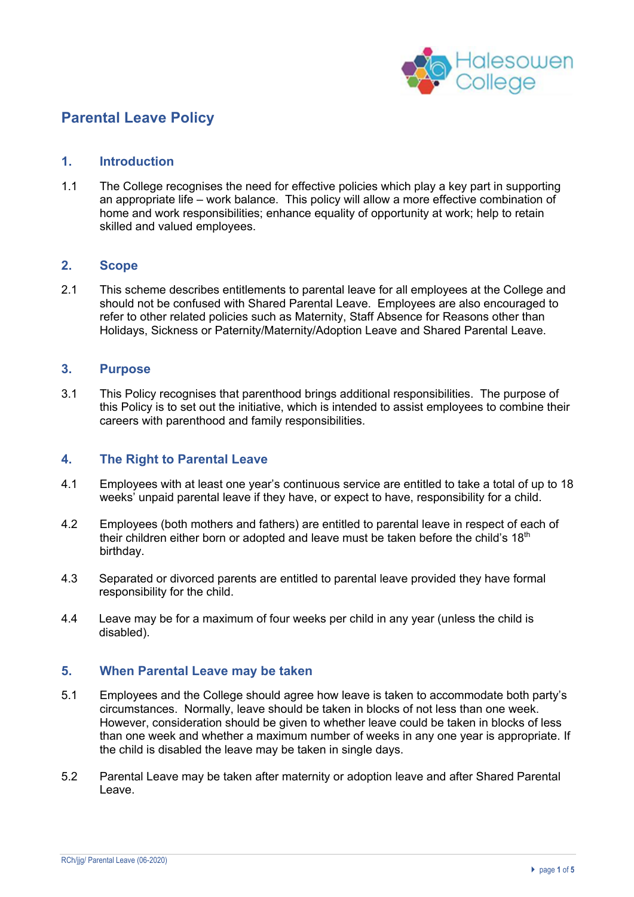# Parental Leave Policy

## 1. Introduction

1.1 The College recognises the need for effective policies which play a key part in supporting an appropriate life – work balance. This policy will allow a more effective combination of home and work responsibilities; enhance equality of opportunity at work; help to retain skilled and valued employees.

## 2. Scope

2.1 This scheme describes entitlements to parental leave for all employees at the College and should not be confused with Shared Parental Leave. Employees are also encouraged to refer to other related policies such as Maternity, Staff Absence for Reasons other than Holidays, Sickness or Paternity/Maternity/Adoption Leave and Shared Parental Leave.

## 3. Purpose

3.1 This Policy recognises that parenthood brings additional responsibilities. The purpose of this Policy is to set out the initiative, which is intended to assist employees to combine their careers with parenthood and family responsibilities.

## 4. The Right to Parental Leave

4.1 Employees with at least one year's continuous service are entitled to take a total of up to 18 weeks' unpaid parental leave if they have, or expect to have, responsibility for a child.

4.2 Employees (both mothers and fathers) are entitled to parental leave in respect of each of their children either born or adopted and leave must be taken before the child's 18th birthday.

4.3 Separated or divorced parents are entitled to parental leave provided they have formal responsibility for the child.

4.4 Leave may be for a maximum of four weeks per child in any year (unless the child is disabled).

## 5. When Parental Leave may be taken

5.1 Employees and the College should agree how leave is taken to accommodate both party's circumstances. Normally, leave should be taken in blocks of not less than one week. However, consideration should be given to whether leave could be taken in blocks of less than one week and whether a maximum number of weeks in any one year is appropriate. If the child is disabled the leave may be taken in single days.

5.2 Parental Leave may be taken after maternity or adoption leave and after Shared Parental Leave.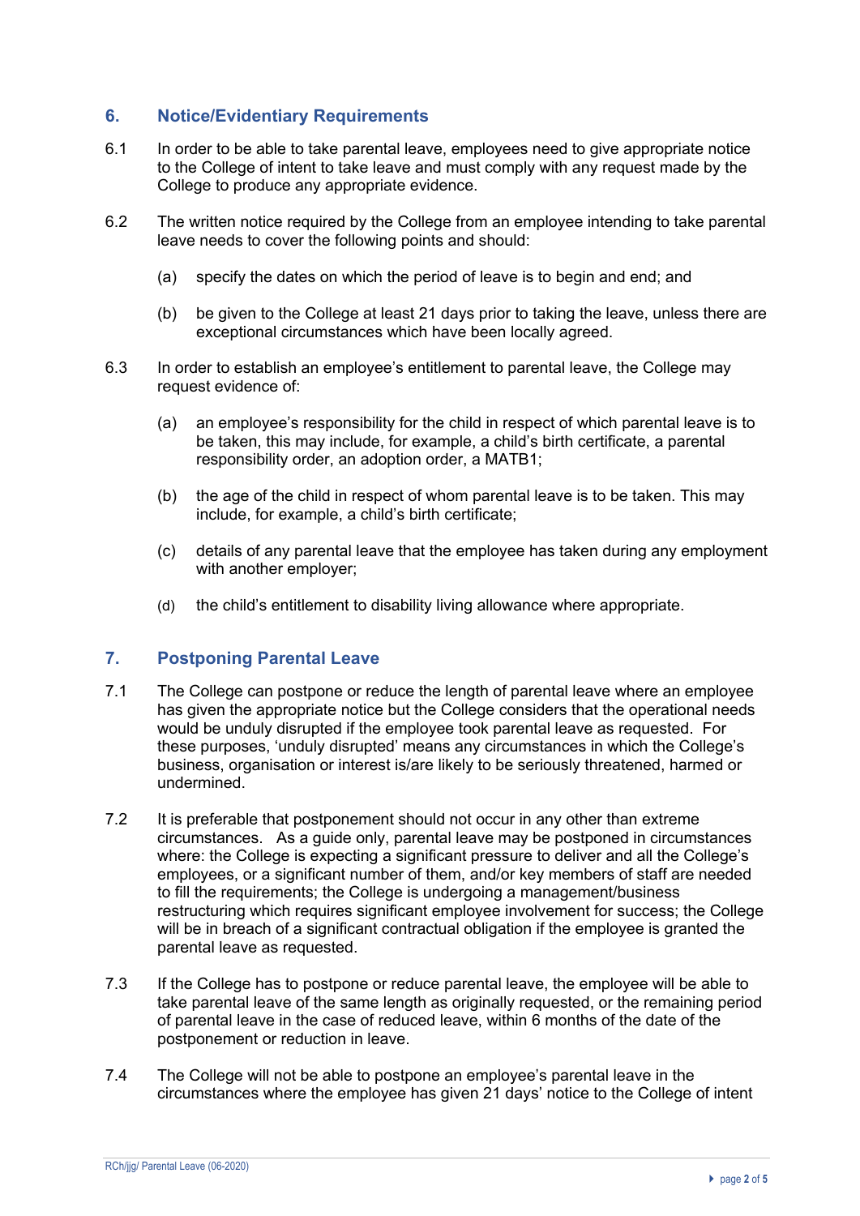## 6. Notice/Evidentiary Requirements

6.1 In order to be able to take parental leave, employees need to give appropriate notice to the College of intent to take leave and must comply with any request made by the College to produce any appropriate evidence.

6.2 The written notice required by the College from an employee intending to take parental leave needs to cover the following points and should:

(a) specify the dates on which the period of leave is to begin and end; and

(b) be given to the College at least 21 days prior to taking the leave, unless there are exceptional circumstances which have been locally agreed.

6.3 In order to establish an employee's entitlement to parental leave, the College may request evidence of:

(a) an employee's responsibility for the child in respect of which parental leave is to be taken, this may include, for example, a child's birth certificate, a parental responsibility order, an adoption order, a MATB1;

(b) the age of the child in respect of whom parental leave is to be taken. This may include, for example, a child's birth certificate;

(c) details of any parental leave that the employee has taken during any employment with another employer;

(d) the child's entitlement to disability living allowance where appropriate.

## 7. Postponing Parental Leave

7.1 The College can postpone or reduce the length of parental leave where an employee has given the appropriate notice but the College considers that the operational needs would be unduly disrupted if the employee took parental leave as requested. For these purposes, 'unduly disrupted' means any circumstances in which the College's business, organisation or interest is/are likely to be seriously threatened, harmed or undermined.

7.2 It is preferable that postponement should not occur in any other than extreme circumstances. As a guide only, parental leave may be postponed in circumstances where: the College is expecting a significant pressure to deliver and all the College's employees, or a significant number of them, and/or key members of staff are needed to fill the requirements; the College is undergoing a management/business restructuring which requires significant employee involvement for success; the College will be in breach of a significant contractual obligation if the employee is granted the parental leave as requested.

7.3 If the College has to postpone or reduce parental leave, the employee will be able to take parental leave of the same length as originally requested, or the remaining period of parental leave in the case of reduced leave, within 6 months of the date of the postponement or reduction in leave.

7.4 The College will not be able to postpone an employee's parental leave in the circumstances where the employee has given 21 days' notice to the College of intent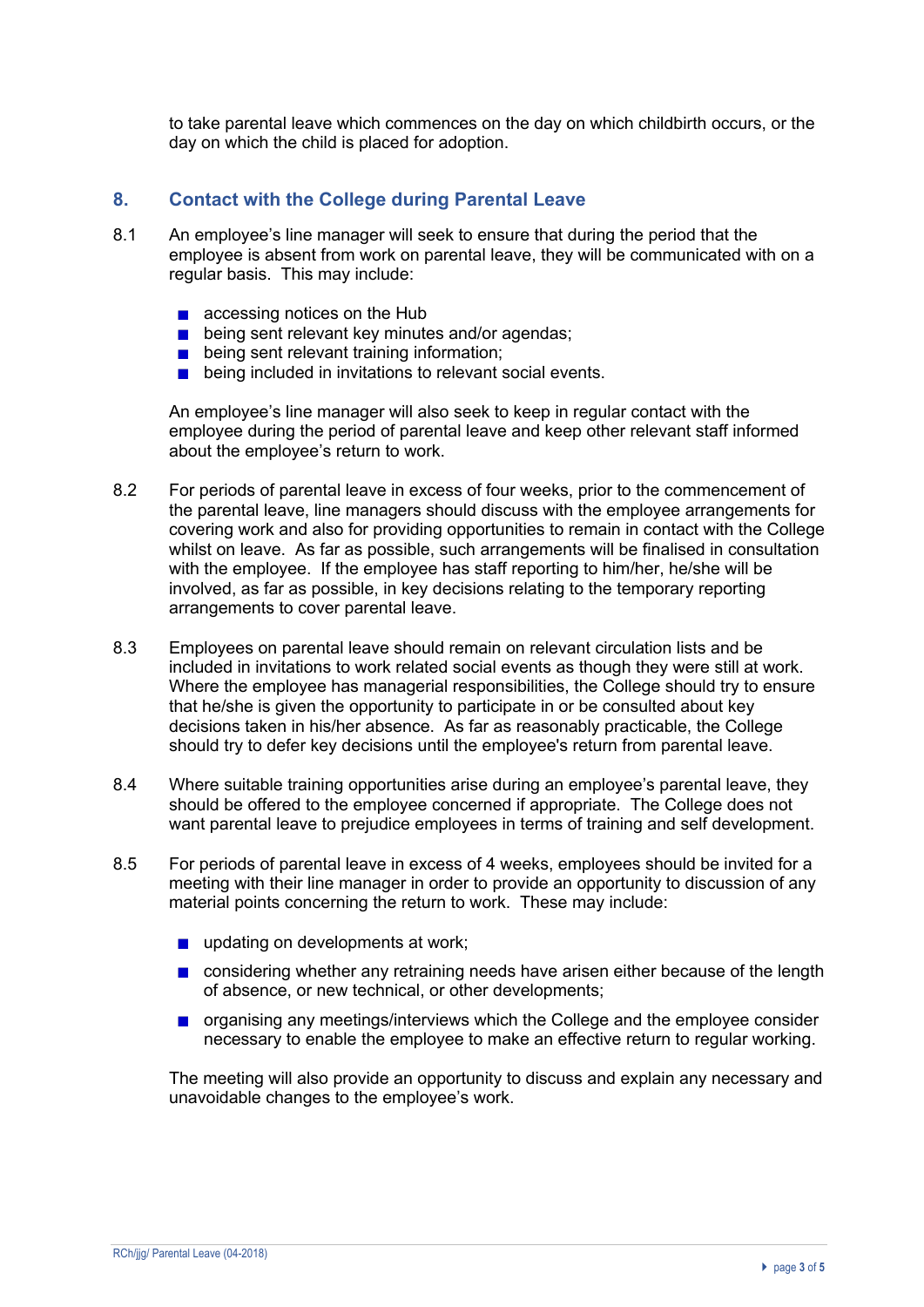to take parental leave which commences on the day on which childbirth occurs, or the day on which the child is placed for adoption.

## 8. Contact with the College during Parental Leave

8.1 An employee's line manager will seek to ensure that during the period that the employee is absent from work on parental leave, they will be communicated with on a regular basis. This may include:

- accessing notices on the Hub
- being sent relevant key minutes and/or agendas;
- being sent relevant training information;
- being included in invitations to relevant social events.

An employee's line manager will also seek to keep in regular contact with the employee during the period of parental leave and keep other relevant staff informed about the employee's return to work.

8.2 For periods of parental leave in excess of four weeks, prior to the commencement of the parental leave, line managers should discuss with the employee arrangements for covering work and also for providing opportunities to remain in contact with the College whilst on leave. As far as possible, such arrangements will be finalised in consultation with the employee. If the employee has staff reporting to him/her, he/she will be involved, as far as possible, in key decisions relating to the temporary reporting arrangements to cover parental leave.

8.3 Employees on parental leave should remain on relevant circulation lists and be included in invitations to work related social events as though they were still at work. Where the employee has managerial responsibilities, the College should try to ensure that he/she is given the opportunity to participate in or be consulted about key decisions taken in his/her absence. As far as reasonably practicable, the College should try to defer key decisions until the employee's return from parental leave.

8.4 Where suitable training opportunities arise during an employee's parental leave, they should be offered to the employee concerned if appropriate. The College does not want parental leave to prejudice employees in terms of training and self development.

8.5 For periods of parental leave in excess of 4 weeks, employees should be invited for a meeting with their line manager in order to provide an opportunity to discussion of any material points concerning the return to work. These may include:

- updating on developments at work;
- considering whether any retraining needs have arisen either because of the length of absence, or new technical, or other developments;
- organising any meetings/interviews which the College and the employee consider necessary to enable the employee to make an effective return to regular working.

The meeting will also provide an opportunity to discuss and explain any necessary and unavoidable changes to the employee's work.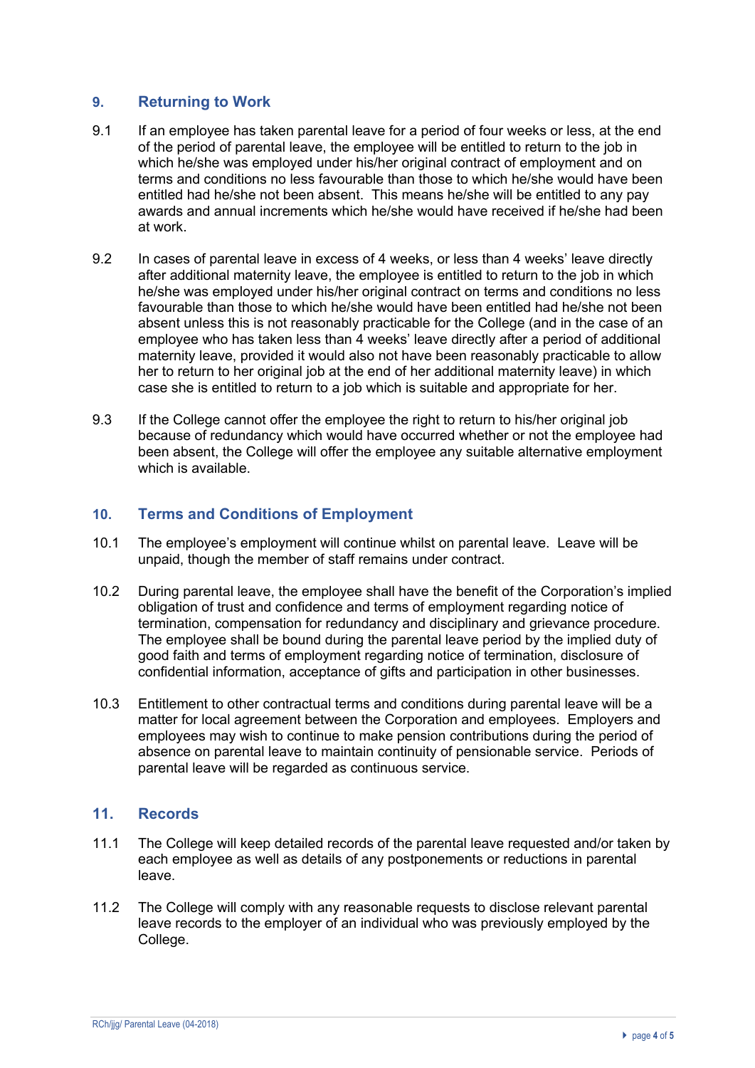## 9. Returning to Work

9.1 If an employee has taken parental leave for a period of four weeks or less, at the end of the period of parental leave, the employee will be entitled to return to the job in which he/she was employed under his/her original contract of employment and on terms and conditions no less favourable than those to which he/she would have been entitled had he/she not been absent. This means he/she will be entitled to any pay awards and annual increments which he/she would have received if he/she had been at work.

9.2 In cases of parental leave in excess of 4 weeks, or less than 4 weeks' leave directly after additional maternity leave, the employee is entitled to return to the job in which he/she was employed under his/her original contract on terms and conditions no less favourable than those to which he/she would have been entitled had he/she not been absent unless this is not reasonably practicable for the College (and in the case of an employee who has taken less than 4 weeks' leave directly after a period of additional maternity leave, provided it would also not have been reasonably practicable to allow her to return to her original job at the end of her additional maternity leave) in which case she is entitled to return to a job which is suitable and appropriate for her.

9.3 If the College cannot offer the employee the right to return to his/her original job because of redundancy which would have occurred whether or not the employee had been absent, the College will offer the employee any suitable alternative employment which is available.

## 10. Terms and Conditions of Employment

10.1 The employee's employment will continue whilst on parental leave. Leave will be unpaid, though the member of staff remains under contract.

10.2 During parental leave, the employee shall have the benefit of the Corporation's implied obligation of trust and confidence and terms of employment regarding notice of termination, compensation for redundancy and disciplinary and grievance procedure. The employee shall be bound during the parental leave period by the implied duty of good faith and terms of employment regarding notice of termination, disclosure of confidential information, acceptance of gifts and participation in other businesses.

10.3 Entitlement to other contractual terms and conditions during parental leave will be a matter for local agreement between the Corporation and employees. Employers and employees may wish to continue to make pension contributions during the period of absence on parental leave to maintain continuity of pensionable service. Periods of parental leave will be regarded as continuous service.

## 11. Records

11.1 The College will keep detailed records of the parental leave requested and/or taken by each employee as well as details of any postponements or reductions in parental leave.

11.2 The College will comply with any reasonable requests to disclose relevant parental leave records to the employer of an individual who was previously employed by the College.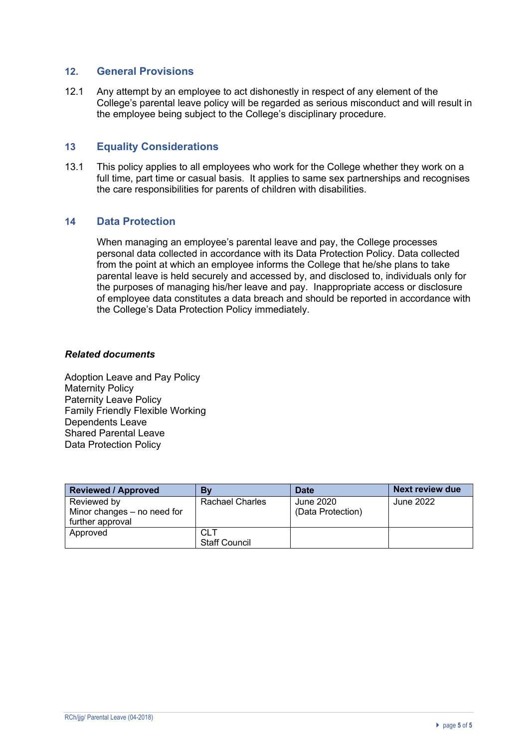## 12. General Provisions

12.1 Any attempt by an employee to act dishonestly in respect of any element of the College's parental leave policy will be regarded as serious misconduct and will result in the employee being subject to the College's disciplinary procedure.

## 13 Equality Considerations

13.1 This policy applies to all employees who work for the College whether they work on a full time, part time or casual basis. It applies to same sex partnerships and recognises the care responsibilities for parents of children with disabilities.

## 14 Data Protection

When managing an employee's parental leave and pay, the College processes personal data collected in accordance with its Data Protection Policy. Data collected from the point at which an employee informs the College that he/she plans to take parental leave is held securely and accessed by, and disclosed to, individuals only for the purposes of managing his/her leave and pay. Inappropriate access or disclosure of employee data constitutes a data breach and should be reported in accordance with the College's Data Protection Policy immediately.

***Related documents***

Adoption Leave and Pay Policy
Maternity Policy
Paternity Leave Policy
Family Friendly Flexible Working
Dependents Leave
Shared Parental Leave
Data Protection Policy

| Reviewed / Approved | By | Date | Next review due |
|---|---|---|---|
| Reviewed by<br>Minor changes – no need for further approval | Rachael Charles | June 2020<br>(Data Protection) | June 2022 |
| Approved | CLT<br>Staff Council | | |

RCh/jjg/ Parental Leave (04-2018)